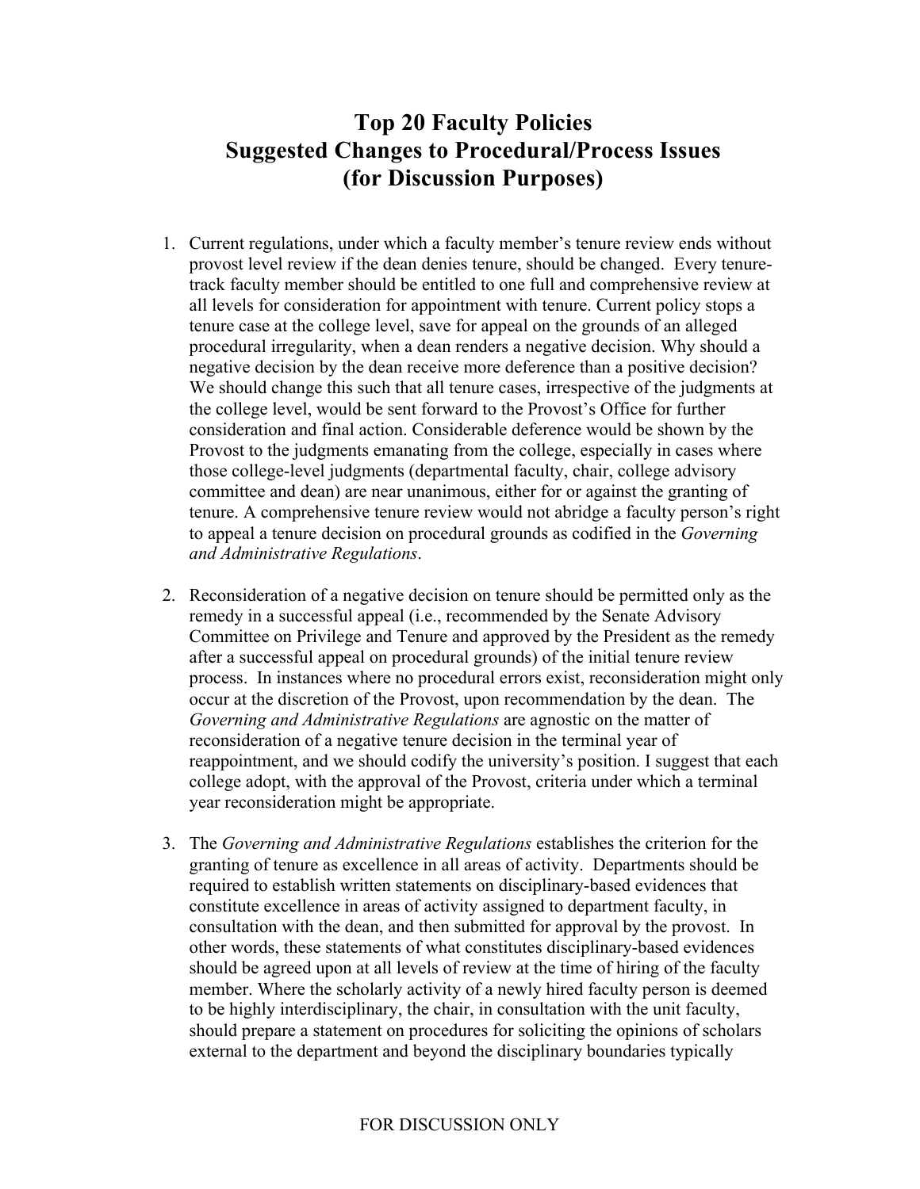# Top 20 Faculty Policies
# Suggested Changes to Procedural/Process Issues
# (for Discussion Purposes)

1. Current regulations, under which a faculty member's tenure review ends without provost level review if the dean denies tenure, should be changed. Every tenure-track faculty member should be entitled to one full and comprehensive review at all levels for consideration for appointment with tenure. Current policy stops a tenure case at the college level, save for appeal on the grounds of an alleged procedural irregularity, when a dean renders a negative decision. Why should a negative decision by the dean receive more deference than a positive decision? We should change this such that all tenure cases, irrespective of the judgments at the college level, would be sent forward to the Provost's Office for further consideration and final action. Considerable deference would be shown by the Provost to the judgments emanating from the college, especially in cases where those college-level judgments (departmental faculty, chair, college advisory committee and dean) are near unanimous, either for or against the granting of tenure. A comprehensive tenure review would not abridge a faculty person's right to appeal a tenure decision on procedural grounds as codified in the *Governing and Administrative Regulations*.

2. Reconsideration of a negative decision on tenure should be permitted only as the remedy in a successful appeal (i.e., recommended by the Senate Advisory Committee on Privilege and Tenure and approved by the President as the remedy after a successful appeal on procedural grounds) of the initial tenure review process. In instances where no procedural errors exist, reconsideration might only occur at the discretion of the Provost, upon recommendation by the dean. The *Governing and Administrative Regulations* are agnostic on the matter of reconsideration of a negative tenure decision in the terminal year of reappointment, and we should codify the university's position. I suggest that each college adopt, with the approval of the Provost, criteria under which a terminal year reconsideration might be appropriate.

3. The *Governing and Administrative Regulations* establishes the criterion for the granting of tenure as excellence in all areas of activity. Departments should be required to establish written statements on disciplinary-based evidences that constitute excellence in areas of activity assigned to department faculty, in consultation with the dean, and then submitted for approval by the provost. In other words, these statements of what constitutes disciplinary-based evidences should be agreed upon at all levels of review at the time of hiring of the faculty member. Where the scholarly activity of a newly hired faculty person is deemed to be highly interdisciplinary, the chair, in consultation with the unit faculty, should prepare a statement on procedures for soliciting the opinions of scholars external to the department and beyond the disciplinary boundaries typically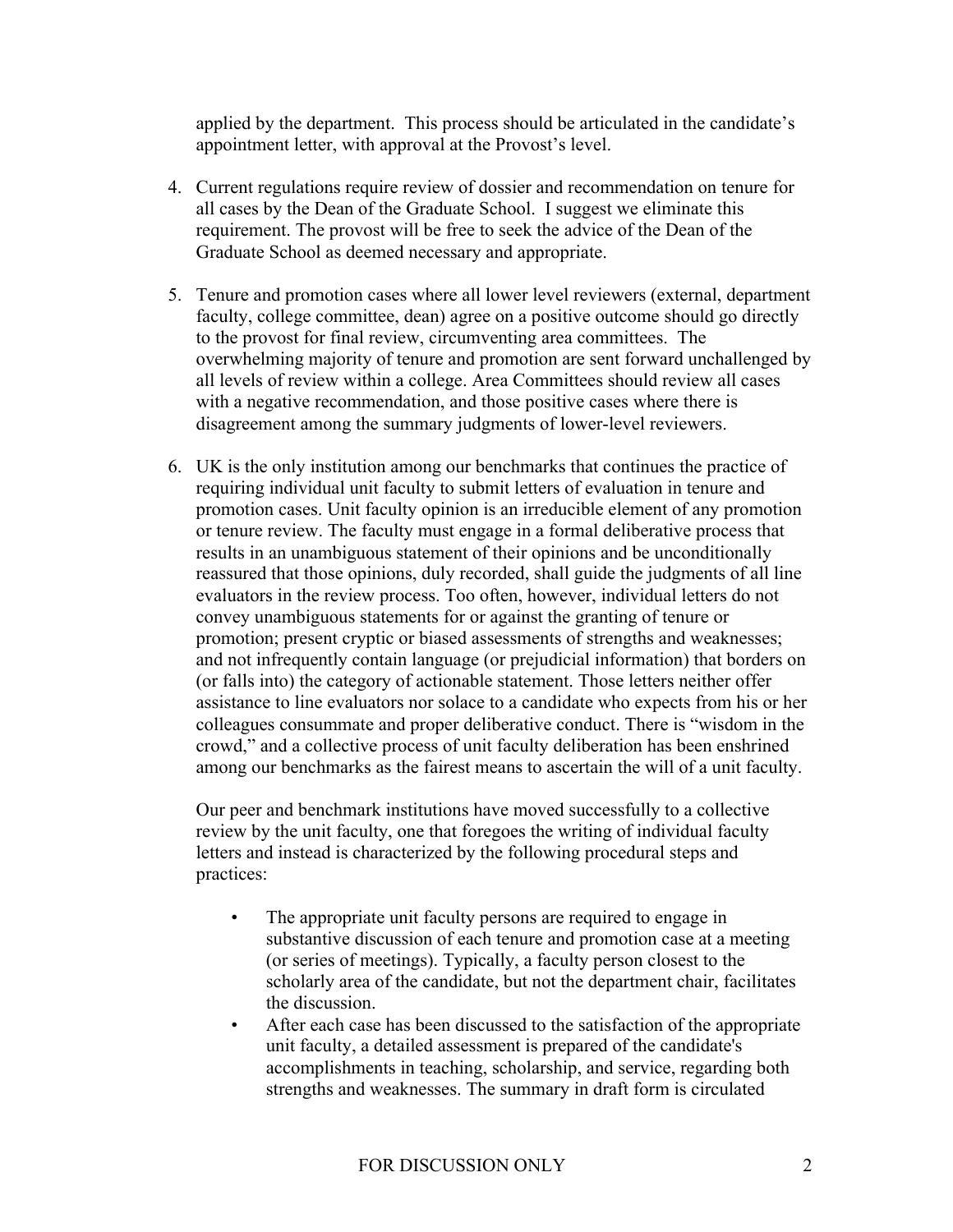applied by the department. This process should be articulated in the candidate's appointment letter, with approval at the Provost's level.

4. Current regulations require review of dossier and recommendation on tenure for all cases by the Dean of the Graduate School. I suggest we eliminate this requirement. The provost will be free to seek the advice of the Dean of the Graduate School as deemed necessary and appropriate.

5. Tenure and promotion cases where all lower level reviewers (external, department faculty, college committee, dean) agree on a positive outcome should go directly to the provost for final review, circumventing area committees. The overwhelming majority of tenure and promotion are sent forward unchallenged by all levels of review within a college. Area Committees should review all cases with a negative recommendation, and those positive cases where there is disagreement among the summary judgments of lower-level reviewers.

6. UK is the only institution among our benchmarks that continues the practice of requiring individual unit faculty to submit letters of evaluation in tenure and promotion cases. Unit faculty opinion is an irreducible element of any promotion or tenure review. The faculty must engage in a formal deliberative process that results in an unambiguous statement of their opinions and be unconditionally reassured that those opinions, duly recorded, shall guide the judgments of all line evaluators in the review process. Too often, however, individual letters do not convey unambiguous statements for or against the granting of tenure or promotion; present cryptic or biased assessments of strengths and weaknesses; and not infrequently contain language (or prejudicial information) that borders on (or falls into) the category of actionable statement. Those letters neither offer assistance to line evaluators nor solace to a candidate who expects from his or her colleagues consummate and proper deliberative conduct. There is "wisdom in the crowd," and a collective process of unit faculty deliberation has been enshrined among our benchmarks as the fairest means to ascertain the will of a unit faculty.

   Our peer and benchmark institutions have moved successfully to a collective review by the unit faculty, one that foregoes the writing of individual faculty letters and instead is characterized by the following procedural steps and practices:

   - The appropriate unit faculty persons are required to engage in substantive discussion of each tenure and promotion case at a meeting (or series of meetings). Typically, a faculty person closest to the scholarly area of the candidate, but not the department chair, facilitates the discussion.
   - After each case has been discussed to the satisfaction of the appropriate unit faculty, a detailed assessment is prepared of the candidate's accomplishments in teaching, scholarship, and service, regarding both strengths and weaknesses. The summary in draft form is circulated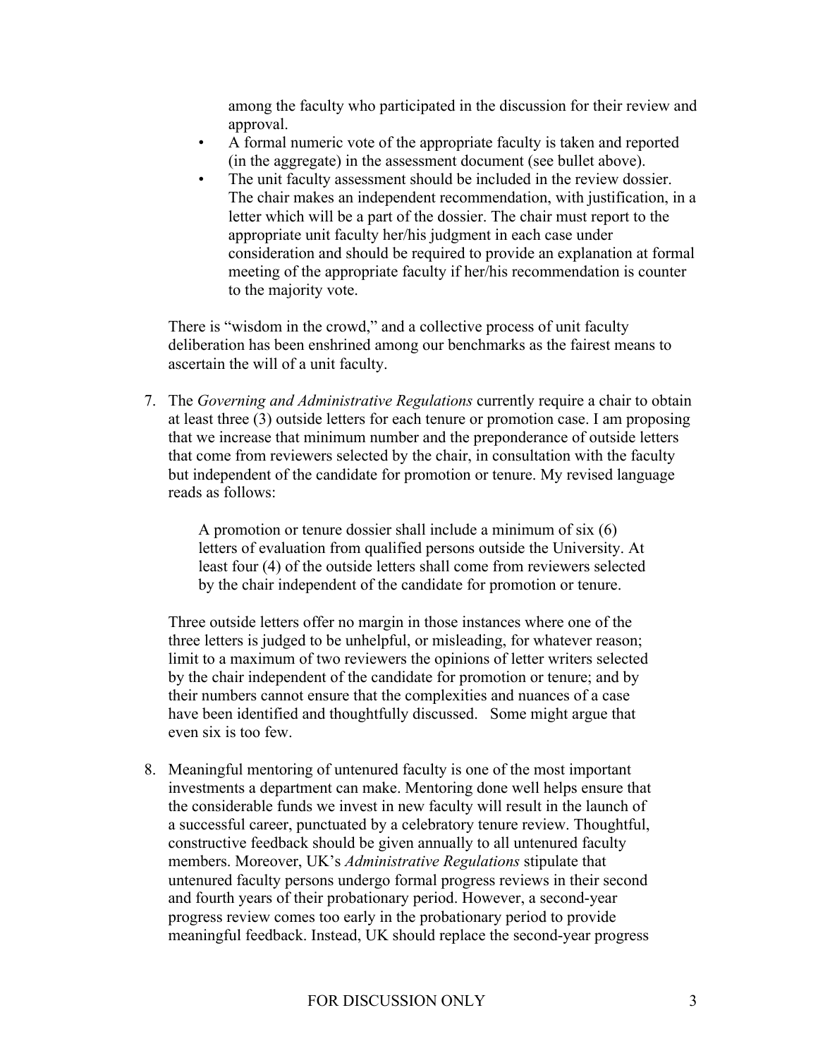among the faculty who participated in the discussion for their review and approval.

- A formal numeric vote of the appropriate faculty is taken and reported (in the aggregate) in the assessment document (see bullet above).
- The unit faculty assessment should be included in the review dossier. The chair makes an independent recommendation, with justification, in a letter which will be a part of the dossier. The chair must report to the appropriate unit faculty her/his judgment in each case under consideration and should be required to provide an explanation at formal meeting of the appropriate faculty if her/his recommendation is counter to the majority vote.

There is "wisdom in the crowd," and a collective process of unit faculty deliberation has been enshrined among our benchmarks as the fairest means to ascertain the will of a unit faculty.

7. The *Governing and Administrative Regulations* currently require a chair to obtain at least three (3) outside letters for each tenure or promotion case. I am proposing that we increase that minimum number and the preponderance of outside letters that come from reviewers selected by the chair, in consultation with the faculty but independent of the candidate for promotion or tenure. My revised language reads as follows:

   > A promotion or tenure dossier shall include a minimum of six (6) letters of evaluation from qualified persons outside the University. At least four (4) of the outside letters shall come from reviewers selected by the chair independent of the candidate for promotion or tenure.

   Three outside letters offer no margin in those instances where one of the three letters is judged to be unhelpful, or misleading, for whatever reason; limit to a maximum of two reviewers the opinions of letter writers selected by the chair independent of the candidate for promotion or tenure; and by their numbers cannot ensure that the complexities and nuances of a case have been identified and thoughtfully discussed. Some might argue that even six is too few.

8. Meaningful mentoring of untenured faculty is one of the most important investments a department can make. Mentoring done well helps ensure that the considerable funds we invest in new faculty will result in the launch of a successful career, punctuated by a celebratory tenure review. Thoughtful, constructive feedback should be given annually to all untenured faculty members. Moreover, UK's *Administrative Regulations* stipulate that untenured faculty persons undergo formal progress reviews in their second and fourth years of their probationary period. However, a second-year progress review comes too early in the probationary period to provide meaningful feedback. Instead, UK should replace the second-year progress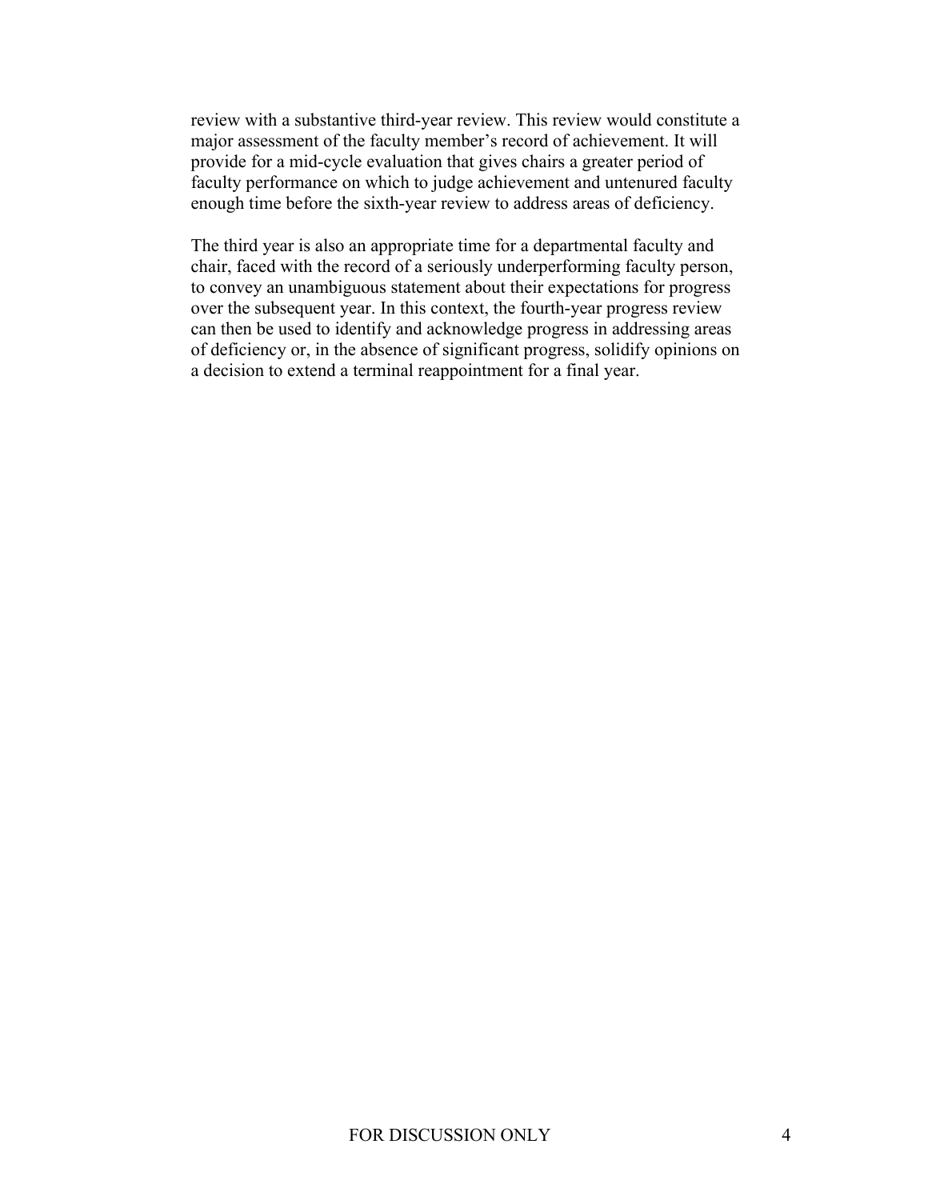review with a substantive third-year review. This review would constitute a major assessment of the faculty member's record of achievement. It will provide for a mid-cycle evaluation that gives chairs a greater period of faculty performance on which to judge achievement and untenured faculty enough time before the sixth-year review to address areas of deficiency.

The third year is also an appropriate time for a departmental faculty and chair, faced with the record of a seriously underperforming faculty person, to convey an unambiguous statement about their expectations for progress over the subsequent year. In this context, the fourth-year progress review can then be used to identify and acknowledge progress in addressing areas of deficiency or, in the absence of significant progress, solidify opinions on a decision to extend a terminal reappointment for a final year.